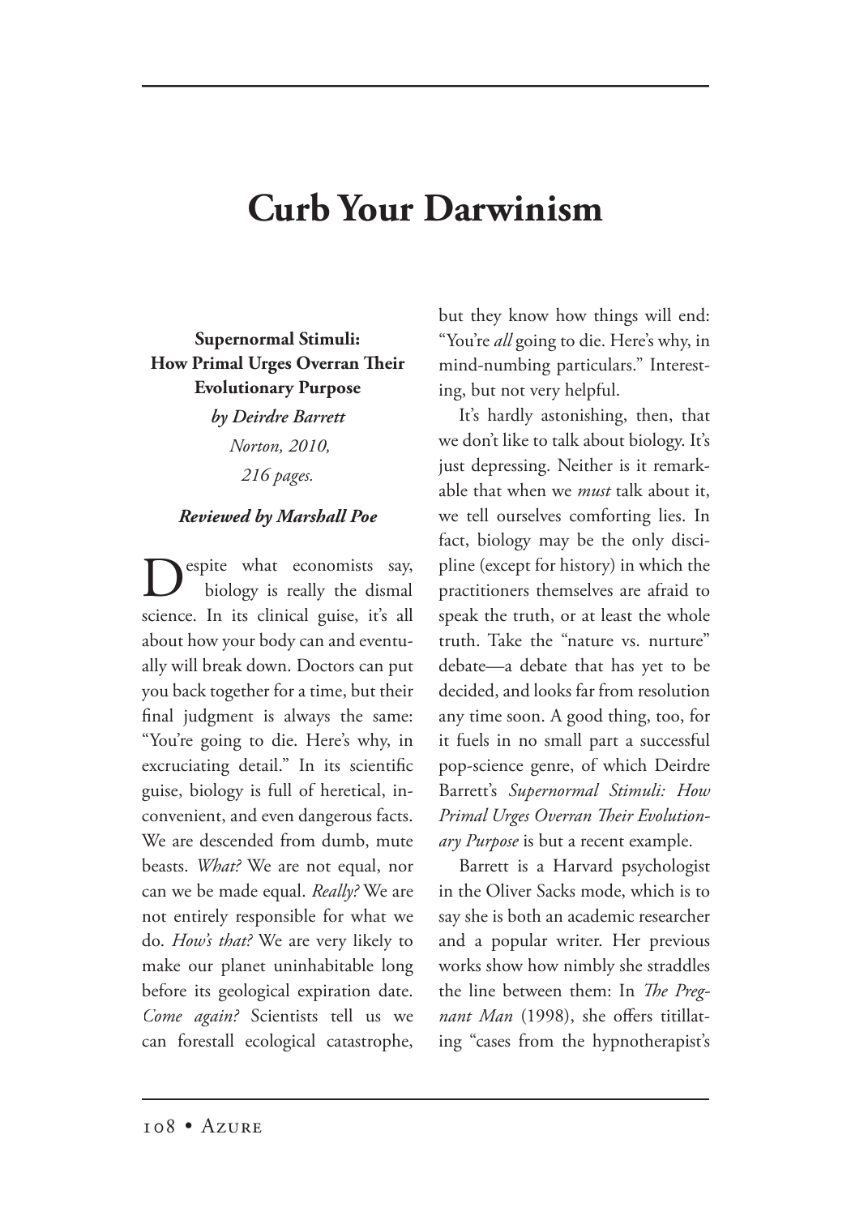# Curb Your Darwinism

**Supernormal Stimuli: How Primal Urges Overran Their Evolutionary Purpose**

***by Deirdre Barrett***

*Norton, 2010,*

*216 pages.*

***Reviewed by Marshall Poe***

Despite what economists say, biology is really the dismal science. In its clinical guise, it's all about how your body can and eventually will break down. Doctors can put you back together for a time, but their final judgment is always the same: "You're going to die. Here's why, in excruciating detail." In its scientific guise, biology is full of heretical, inconvenient, and even dangerous facts. We are descended from dumb, mute beasts. *What?* We are not equal, nor can we be made equal. *Really?* We are not entirely responsible for what we do. *How's that?* We are very likely to make our planet uninhabitable long before its geological expiration date. *Come again?* Scientists tell us we can forestall ecological catastrophe, but they know how things will end: "You're *all* going to die. Here's why, in mind-numbing particulars." Interesting, but not very helpful.

It's hardly astonishing, then, that we don't like to talk about biology. It's just depressing. Neither is it remarkable that when we *must* talk about it, we tell ourselves comforting lies. In fact, biology may be the only discipline (except for history) in which the practitioners themselves are afraid to speak the truth, or at least the whole truth. Take the "nature vs. nurture" debate—a debate that has yet to be decided, and looks far from resolution any time soon. A good thing, too, for it fuels in no small part a successful pop-science genre, of which Deirdre Barrett's *Supernormal Stimuli: How Primal Urges Overran Their Evolutionary Purpose* is but a recent example.

Barrett is a Harvard psychologist in the Oliver Sacks mode, which is to say she is both an academic researcher and a popular writer. Her previous works show how nimbly she straddles the line between them: In *The Pregnant Man* (1998), she offers titillating "cases from the hypnotherapist's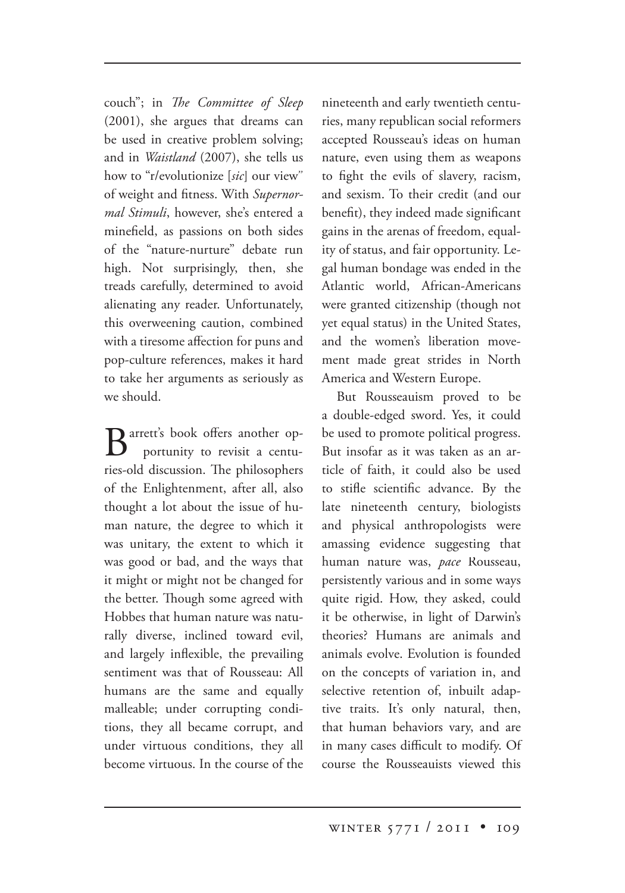couch"; in *The Committee of Sleep* (2001), she argues that dreams can be used in creative problem solving; and in *Waistland* (2007), she tells us how to "r/evolutionize [*sic*] our view" of weight and fitness. With *Supernormal Stimuli*, however, she's entered a minefield, as passions on both sides of the "nature-nurture" debate run high. Not surprisingly, then, she treads carefully, determined to avoid alienating any reader. Unfortunately, this overweening caution, combined with a tiresome affection for puns and pop-culture references, makes it hard to take her arguments as seriously as we should.

Barrett's book offers another opportunity to revisit a centuries-old discussion. The philosophers of the Enlightenment, after all, also thought a lot about the issue of human nature, the degree to which it was unitary, the extent to which it was good or bad, and the ways that it might or might not be changed for the better. Though some agreed with Hobbes that human nature was naturally diverse, inclined toward evil, and largely inflexible, the prevailing sentiment was that of Rousseau: All humans are the same and equally malleable; under corrupting conditions, they all became corrupt, and under virtuous conditions, they all become virtuous. In the course of the nineteenth and early twentieth centuries, many republican social reformers accepted Rousseau's ideas on human nature, even using them as weapons to fight the evils of slavery, racism, and sexism. To their credit (and our benefit), they indeed made significant gains in the arenas of freedom, equality of status, and fair opportunity. Legal human bondage was ended in the Atlantic world, African-Americans were granted citizenship (though not yet equal status) in the United States, and the women's liberation movement made great strides in North America and Western Europe.

But Rousseauism proved to be a double-edged sword. Yes, it could be used to promote political progress. But insofar as it was taken as an article of faith, it could also be used to stifle scientific advance. By the late nineteenth century, biologists and physical anthropologists were amassing evidence suggesting that human nature was, *pace* Rousseau, persistently various and in some ways quite rigid. How, they asked, could it be otherwise, in light of Darwin's theories? Humans are animals and animals evolve. Evolution is founded on the concepts of variation in, and selective retention of, inbuilt adaptive traits. It's only natural, then, that human behaviors vary, and are in many cases difficult to modify. Of course the Rousseauists viewed this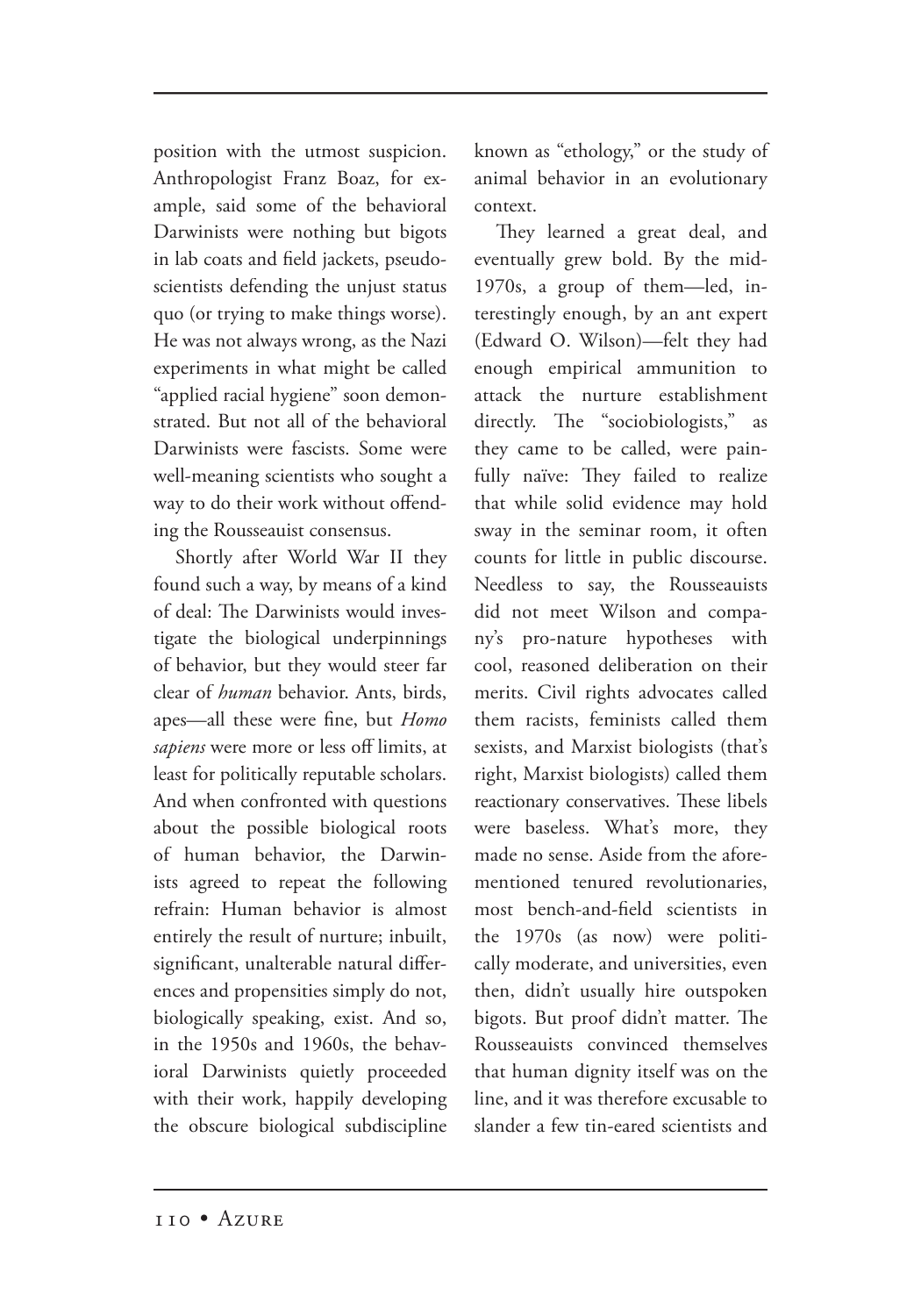position with the utmost suspicion. Anthropologist Franz Boaz, for example, said some of the behavioral Darwinists were nothing but bigots in lab coats and field jackets, pseudo-scientists defending the unjust status quo (or trying to make things worse). He was not always wrong, as the Nazi experiments in what might be called "applied racial hygiene" soon demonstrated. But not all of the behavioral Darwinists were fascists. Some were well-meaning scientists who sought a way to do their work without offending the Rousseauist consensus.

Shortly after World War II they found such a way, by means of a kind of deal: The Darwinists would investigate the biological underpinnings of behavior, but they would steer far clear of *human* behavior. Ants, birds, apes—all these were fine, but *Homo sapiens* were more or less off limits, at least for politically reputable scholars. And when confronted with questions about the possible biological roots of human behavior, the Darwinists agreed to repeat the following refrain: Human behavior is almost entirely the result of nurture; inbuilt, significant, unalterable natural differences and propensities simply do not, biologically speaking, exist. And so, in the 1950s and 1960s, the behavioral Darwinists quietly proceeded with their work, happily developing the obscure biological subdiscipline known as "ethology," or the study of animal behavior in an evolutionary context.

They learned a great deal, and eventually grew bold. By the mid-1970s, a group of them—led, interestingly enough, by an ant expert (Edward O. Wilson)—felt they had enough empirical ammunition to attack the nurture establishment directly. The "sociobiologists," as they came to be called, were painfully naïve: They failed to realize that while solid evidence may hold sway in the seminar room, it often counts for little in public discourse. Needless to say, the Rousseauists did not meet Wilson and company's pro-nature hypotheses with cool, reasoned deliberation on their merits. Civil rights advocates called them racists, feminists called them sexists, and Marxist biologists (that's right, Marxist biologists) called them reactionary conservatives. These libels were baseless. What's more, they made no sense. Aside from the aforementioned tenured revolutionaries, most bench-and-field scientists in the 1970s (as now) were politically moderate, and universities, even then, didn't usually hire outspoken bigots. But proof didn't matter. The Rousseauists convinced themselves that human dignity itself was on the line, and it was therefore excusable to slander a few tin-eared scientists and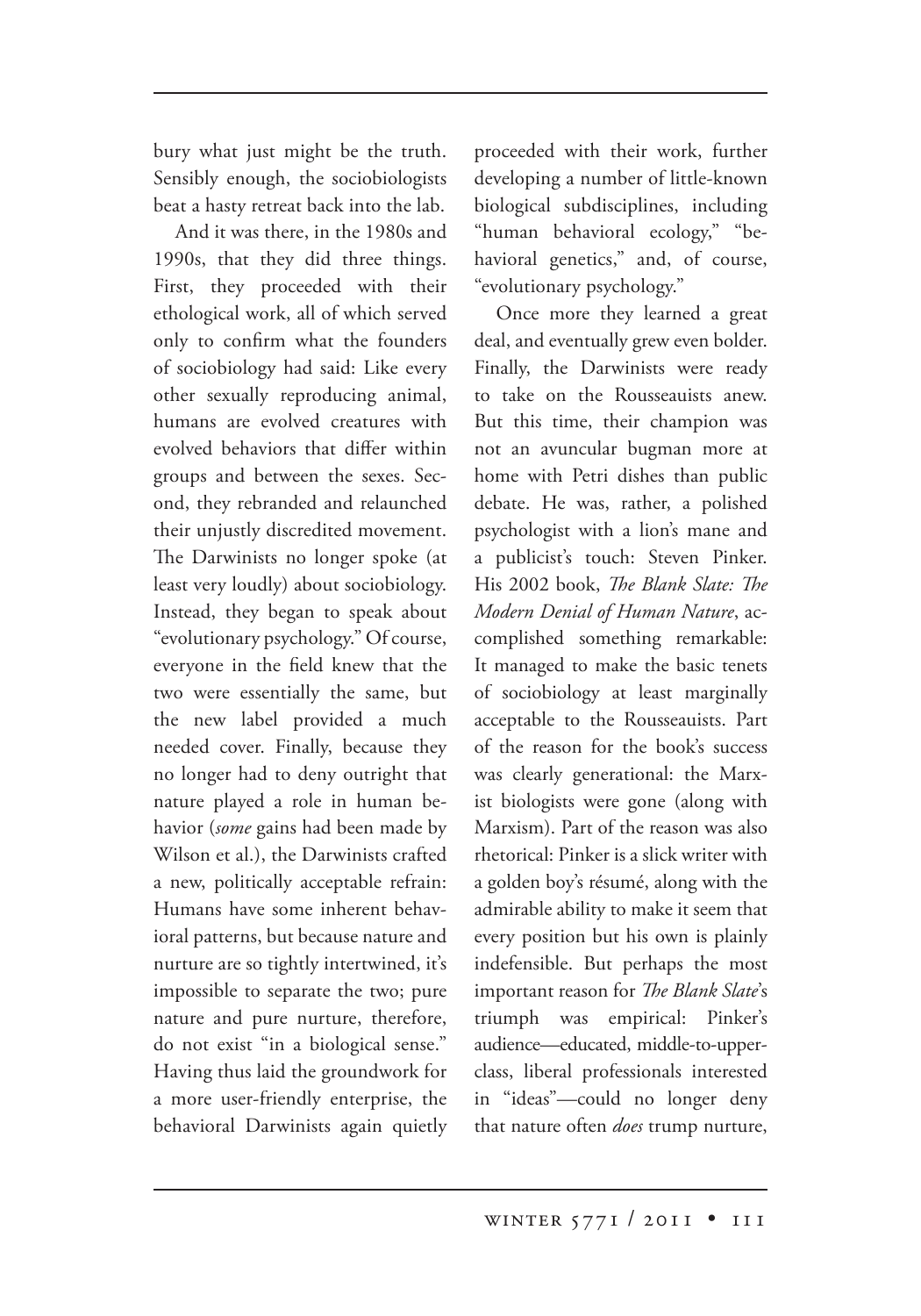bury what just might be the truth. Sensibly enough, the sociobiologists beat a hasty retreat back into the lab.

And it was there, in the 1980s and 1990s, that they did three things. First, they proceeded with their ethological work, all of which served only to confirm what the founders of sociobiology had said: Like every other sexually reproducing animal, humans are evolved creatures with evolved behaviors that differ within groups and between the sexes. Second, they rebranded and relaunched their unjustly discredited movement. The Darwinists no longer spoke (at least very loudly) about sociobiology. Instead, they began to speak about "evolutionary psychology." Of course, everyone in the field knew that the two were essentially the same, but the new label provided a much needed cover. Finally, because they no longer had to deny outright that nature played a role in human behavior (*some* gains had been made by Wilson et al.), the Darwinists crafted a new, politically acceptable refrain: Humans have some inherent behavioral patterns, but because nature and nurture are so tightly intertwined, it's impossible to separate the two; pure nature and pure nurture, therefore, do not exist "in a biological sense." Having thus laid the groundwork for a more user-friendly enterprise, the behavioral Darwinists again quietly proceeded with their work, further developing a number of little-known biological subdisciplines, including "human behavioral ecology," "behavioral genetics," and, of course, "evolutionary psychology."

Once more they learned a great deal, and eventually grew even bolder. Finally, the Darwinists were ready to take on the Rousseauists anew. But this time, their champion was not an avuncular bugman more at home with Petri dishes than public debate. He was, rather, a polished psychologist with a lion's mane and a publicist's touch: Steven Pinker. His 2002 book, *The Blank Slate: The Modern Denial of Human Nature*, accomplished something remarkable: It managed to make the basic tenets of sociobiology at least marginally acceptable to the Rousseauists. Part of the reason for the book's success was clearly generational: the Marxist biologists were gone (along with Marxism). Part of the reason was also rhetorical: Pinker is a slick writer with a golden boy's résumé, along with the admirable ability to make it seem that every position but his own is plainly indefensible. But perhaps the most important reason for *The Blank Slate*'s triumph was empirical: Pinker's audience—educated, middle-to-upper-class, liberal professionals interested in "ideas"—could no longer deny that nature often *does* trump nurture,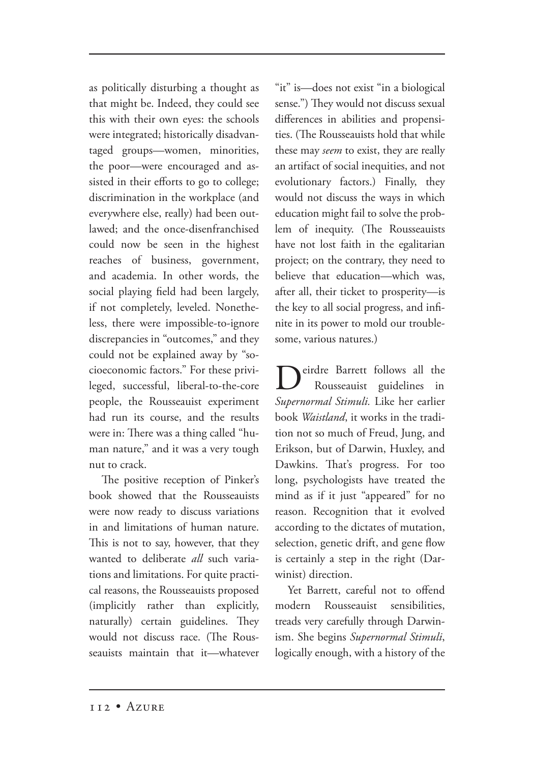as politically disturbing a thought as that might be. Indeed, they could see this with their own eyes: the schools were integrated; historically disadvantaged groups—women, minorities, the poor—were encouraged and assisted in their efforts to go to college; discrimination in the workplace (and everywhere else, really) had been outlawed; and the once-disenfranchised could now be seen in the highest reaches of business, government, and academia. In other words, the social playing field had been largely, if not completely, leveled. Nonetheless, there were impossible-to-ignore discrepancies in "outcomes," and they could not be explained away by "socioeconomic factors." For these privileged, successful, liberal-to-the-core people, the Rousseauist experiment had run its course, and the results were in: There was a thing called "human nature," and it was a very tough nut to crack.

The positive reception of Pinker's book showed that the Rousseauists were now ready to discuss variations in and limitations of human nature. This is not to say, however, that they wanted to deliberate *all* such variations and limitations. For quite practical reasons, the Rousseauists proposed (implicitly rather than explicitly, naturally) certain guidelines. They would not discuss race. (The Rousseauists maintain that it—whatever "it" is—does not exist "in a biological sense.") They would not discuss sexual differences in abilities and propensities. (The Rousseauists hold that while these may *seem* to exist, they are really an artifact of social inequities, and not evolutionary factors.) Finally, they would not discuss the ways in which education might fail to solve the problem of inequity. (The Rousseauists have not lost faith in the egalitarian project; on the contrary, they need to believe that education—which was, after all, their ticket to prosperity—is the key to all social progress, and infinite in its power to mold our troublesome, various natures.)

Deirdre Barrett follows all the Rousseauist guidelines in *Supernormal Stimuli.* Like her earlier book *Waistland*, it works in the tradition not so much of Freud, Jung, and Erikson, but of Darwin, Huxley, and Dawkins. That's progress. For too long, psychologists have treated the mind as if it just "appeared" for no reason. Recognition that it evolved according to the dictates of mutation, selection, genetic drift, and gene flow is certainly a step in the right (Darwinist) direction.

Yet Barrett, careful not to offend modern Rousseauist sensibilities, treads very carefully through Darwinism. She begins *Supernormal Stimuli*, logically enough, with a history of the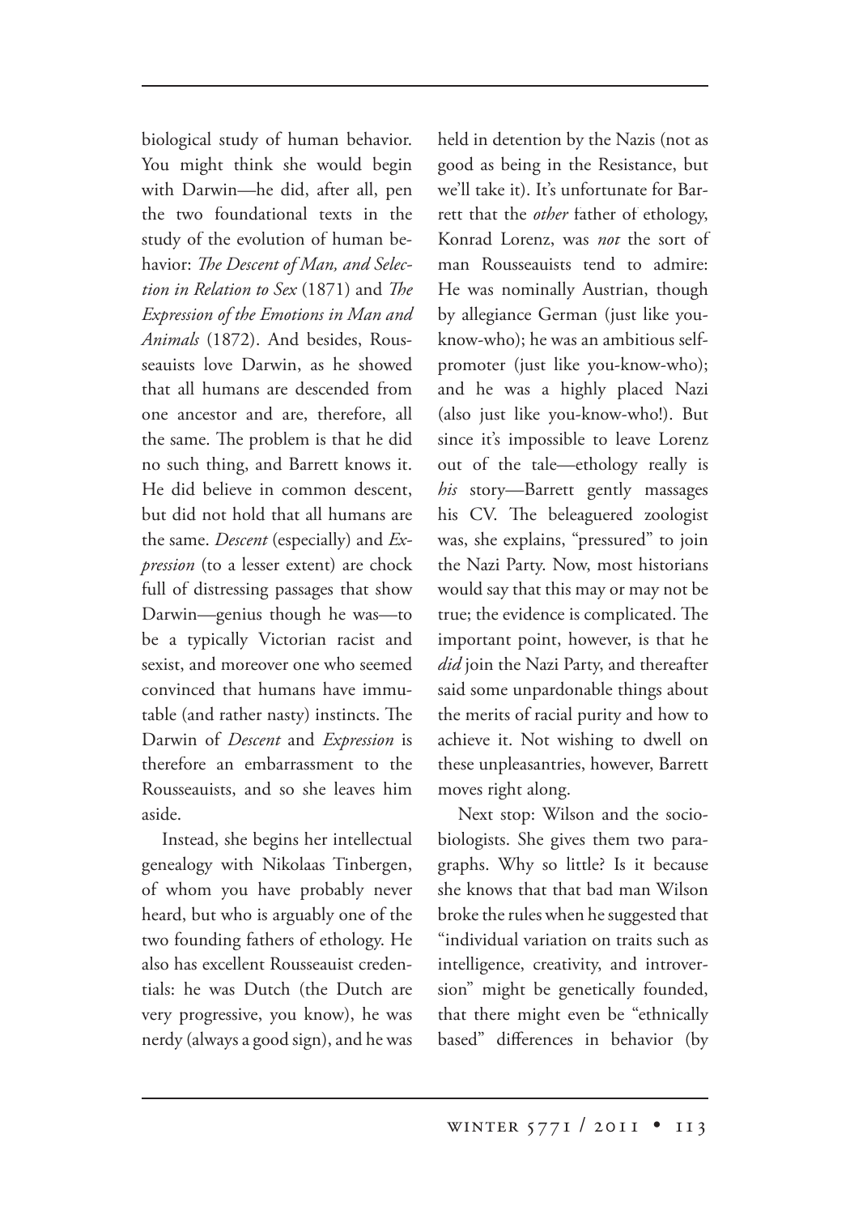biological study of human behavior. You might think she would begin with Darwin—he did, after all, pen the two foundational texts in the study of the evolution of human behavior: *The Descent of Man, and Selection in Relation to Sex* (1871) and *The Expression of the Emotions in Man and Animals* (1872). And besides, Rousseauists love Darwin, as he showed that all humans are descended from one ancestor and are, therefore, all the same. The problem is that he did no such thing, and Barrett knows it. He did believe in common descent, but did not hold that all humans are the same. *Descent* (especially) and *Expression* (to a lesser extent) are chock full of distressing passages that show Darwin—genius though he was—to be a typically Victorian racist and sexist, and moreover one who seemed convinced that humans have immutable (and rather nasty) instincts. The Darwin of *Descent* and *Expression* is therefore an embarrassment to the Rousseauists, and so she leaves him aside.

Instead, she begins her intellectual genealogy with Nikolaas Tinbergen, of whom you have probably never heard, but who is arguably one of the two founding fathers of ethology. He also has excellent Rousseauist credentials: he was Dutch (the Dutch are very progressive, you know), he was nerdy (always a good sign), and he was held in detention by the Nazis (not as good as being in the Resistance, but we'll take it). It's unfortunate for Barrett that the *other* father of ethology, Konrad Lorenz, was *not* the sort of man Rousseauists tend to admire: He was nominally Austrian, though by allegiance German (just like you-know-who); he was an ambitious self-promoter (just like you-know-who); and he was a highly placed Nazi (also just like you-know-who!). But since it's impossible to leave Lorenz out of the tale—ethology really is *his* story—Barrett gently massages his CV. The beleaguered zoologist was, she explains, "pressured" to join the Nazi Party. Now, most historians would say that this may or may not be true; the evidence is complicated. The important point, however, is that he *did* join the Nazi Party, and thereafter said some unpardonable things about the merits of racial purity and how to achieve it. Not wishing to dwell on these unpleasantries, however, Barrett moves right along.

Next stop: Wilson and the sociobiologists. She gives them two paragraphs. Why so little? Is it because she knows that that bad man Wilson broke the rules when he suggested that "individual variation on traits such as intelligence, creativity, and introversion" might be genetically founded, that there might even be "ethnically based" differences in behavior (by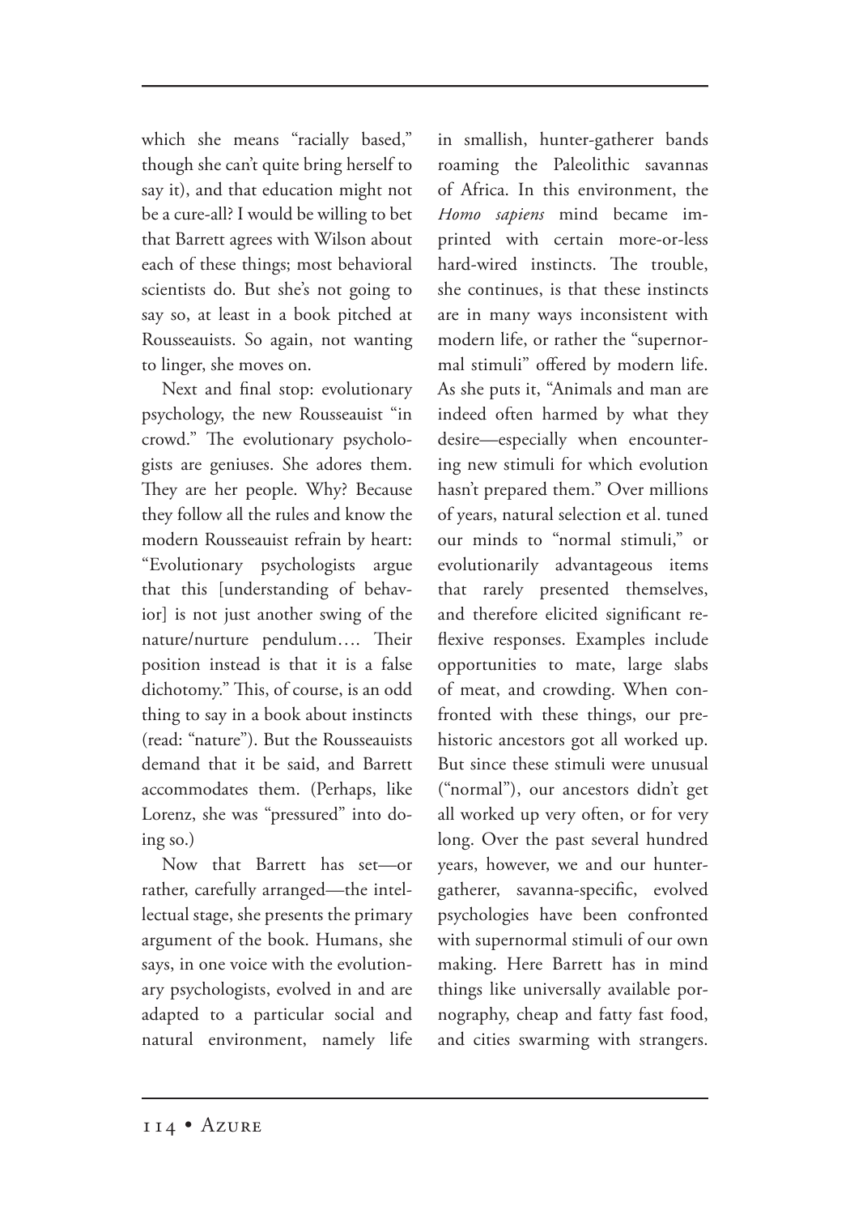which she means "racially based," though she can't quite bring herself to say it), and that education might not be a cure-all? I would be willing to bet that Barrett agrees with Wilson about each of these things; most behavioral scientists do. But she's not going to say so, at least in a book pitched at Rousseauists. So again, not wanting to linger, she moves on.

Next and final stop: evolutionary psychology, the new Rousseauist "in crowd." The evolutionary psychologists are geniuses. She adores them. They are her people. Why? Because they follow all the rules and know the modern Rousseauist refrain by heart: "Evolutionary psychologists argue that this [understanding of behavior] is not just another swing of the nature/nurture pendulum…. Their position instead is that it is a false dichotomy." This, of course, is an odd thing to say in a book about instincts (read: "nature"). But the Rousseauists demand that it be said, and Barrett accommodates them. (Perhaps, like Lorenz, she was "pressured" into doing so.)

Now that Barrett has set—or rather, carefully arranged—the intellectual stage, she presents the primary argument of the book. Humans, she says, in one voice with the evolutionary psychologists, evolved in and are adapted to a particular social and natural environment, namely life in smallish, hunter-gatherer bands roaming the Paleolithic savannas of Africa. In this environment, the *Homo sapiens* mind became imprinted with certain more-or-less hard-wired instincts. The trouble, she continues, is that these instincts are in many ways inconsistent with modern life, or rather the "supernormal stimuli" offered by modern life. As she puts it, "Animals and man are indeed often harmed by what they desire—especially when encountering new stimuli for which evolution hasn't prepared them." Over millions of years, natural selection et al. tuned our minds to "normal stimuli," or evolutionarily advantageous items that rarely presented themselves, and therefore elicited significant reflexive responses. Examples include opportunities to mate, large slabs of meat, and crowding. When confronted with these things, our prehistoric ancestors got all worked up. But since these stimuli were unusual ("normal"), our ancestors didn't get all worked up very often, or for very long. Over the past several hundred years, however, we and our hunter-gatherer, savanna-specific, evolved psychologies have been confronted with supernormal stimuli of our own making. Here Barrett has in mind things like universally available pornography, cheap and fatty fast food, and cities swarming with strangers.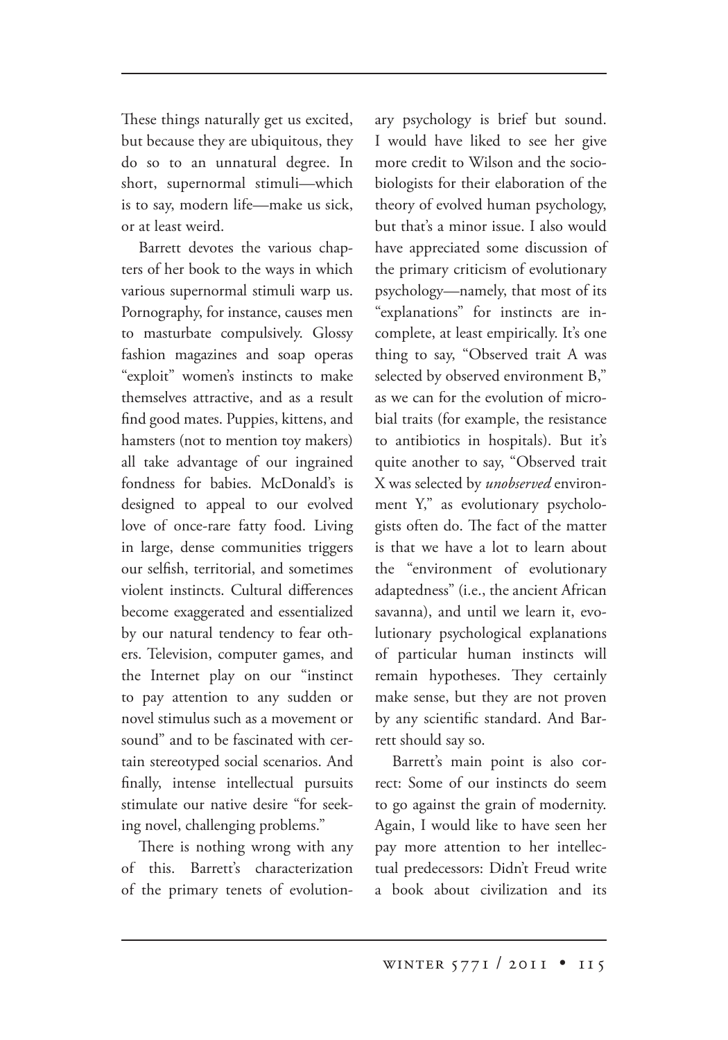These things naturally get us excited, but because they are ubiquitous, they do so to an unnatural degree. In short, supernormal stimuli—which is to say, modern life—make us sick, or at least weird.

Barrett devotes the various chapters of her book to the ways in which various supernormal stimuli warp us. Pornography, for instance, causes men to masturbate compulsively. Glossy fashion magazines and soap operas "exploit" women's instincts to make themselves attractive, and as a result find good mates. Puppies, kittens, and hamsters (not to mention toy makers) all take advantage of our ingrained fondness for babies. McDonald's is designed to appeal to our evolved love of once-rare fatty food. Living in large, dense communities triggers our selfish, territorial, and sometimes violent instincts. Cultural differences become exaggerated and essentialized by our natural tendency to fear others. Television, computer games, and the Internet play on our "instinct to pay attention to any sudden or novel stimulus such as a movement or sound" and to be fascinated with certain stereotyped social scenarios. And finally, intense intellectual pursuits stimulate our native desire "for seeking novel, challenging problems."

There is nothing wrong with any of this. Barrett's characterization of the primary tenets of evolutionary psychology is brief but sound. I would have liked to see her give more credit to Wilson and the sociobiologists for their elaboration of the theory of evolved human psychology, but that's a minor issue. I also would have appreciated some discussion of the primary criticism of evolutionary psychology—namely, that most of its "explanations" for instincts are incomplete, at least empirically. It's one thing to say, "Observed trait A was selected by observed environment B," as we can for the evolution of microbial traits (for example, the resistance to antibiotics in hospitals). But it's quite another to say, "Observed trait X was selected by *unobserved* environment Y," as evolutionary psychologists often do. The fact of the matter is that we have a lot to learn about the "environment of evolutionary adaptedness" (i.e., the ancient African savanna), and until we learn it, evolutionary psychological explanations of particular human instincts will remain hypotheses. They certainly make sense, but they are not proven by any scientific standard. And Barrett should say so.

Barrett's main point is also correct: Some of our instincts do seem to go against the grain of modernity. Again, I would like to have seen her pay more attention to her intellectual predecessors: Didn't Freud write a book about civilization and its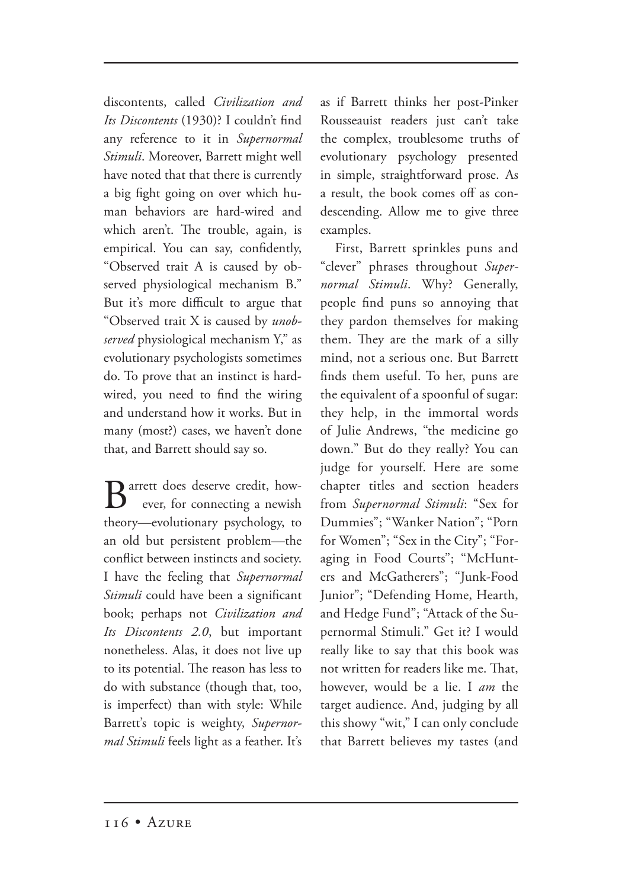discontents, called *Civilization and Its Discontents* (1930)? I couldn't find any reference to it in *Supernormal Stimuli*. Moreover, Barrett might well have noted that that there is currently a big fight going on over which human behaviors are hard-wired and which aren't. The trouble, again, is empirical. You can say, confidently, "Observed trait A is caused by observed physiological mechanism B." But it's more difficult to argue that "Observed trait X is caused by *unobserved* physiological mechanism Y," as evolutionary psychologists sometimes do. To prove that an instinct is hard-wired, you need to find the wiring and understand how it works. But in many (most?) cases, we haven't done that, and Barrett should say so.

Barrett does deserve credit, however, for connecting a newish theory—evolutionary psychology, to an old but persistent problem—the conflict between instincts and society. I have the feeling that *Supernormal Stimuli* could have been a significant book; perhaps not *Civilization and Its Discontents 2.0*, but important nonetheless. Alas, it does not live up to its potential. The reason has less to do with substance (though that, too, is imperfect) than with style: While Barrett's topic is weighty, *Supernormal Stimuli* feels light as a feather. It's as if Barrett thinks her post-Pinker Rousseauist readers just can't take the complex, troublesome truths of evolutionary psychology presented in simple, straightforward prose. As a result, the book comes off as condescending. Allow me to give three examples.

First, Barrett sprinkles puns and "clever" phrases throughout *Supernormal Stimuli*. Why? Generally, people find puns so annoying that they pardon themselves for making them. They are the mark of a silly mind, not a serious one. But Barrett finds them useful. To her, puns are the equivalent of a spoonful of sugar: they help, in the immortal words of Julie Andrews, "the medicine go down." But do they really? You can judge for yourself. Here are some chapter titles and section headers from *Supernormal Stimuli*: "Sex for Dummies"; "Wanker Nation"; "Porn for Women"; "Sex in the City"; "Foraging in Food Courts"; "McHunters and McGatherers"; "Junk-Food Junior"; "Defending Home, Hearth, and Hedge Fund"; "Attack of the Supernormal Stimuli." Get it? I would really like to say that this book was not written for readers like me. That, however, would be a lie. I *am* the target audience. And, judging by all this showy "wit," I can only conclude that Barrett believes my tastes (and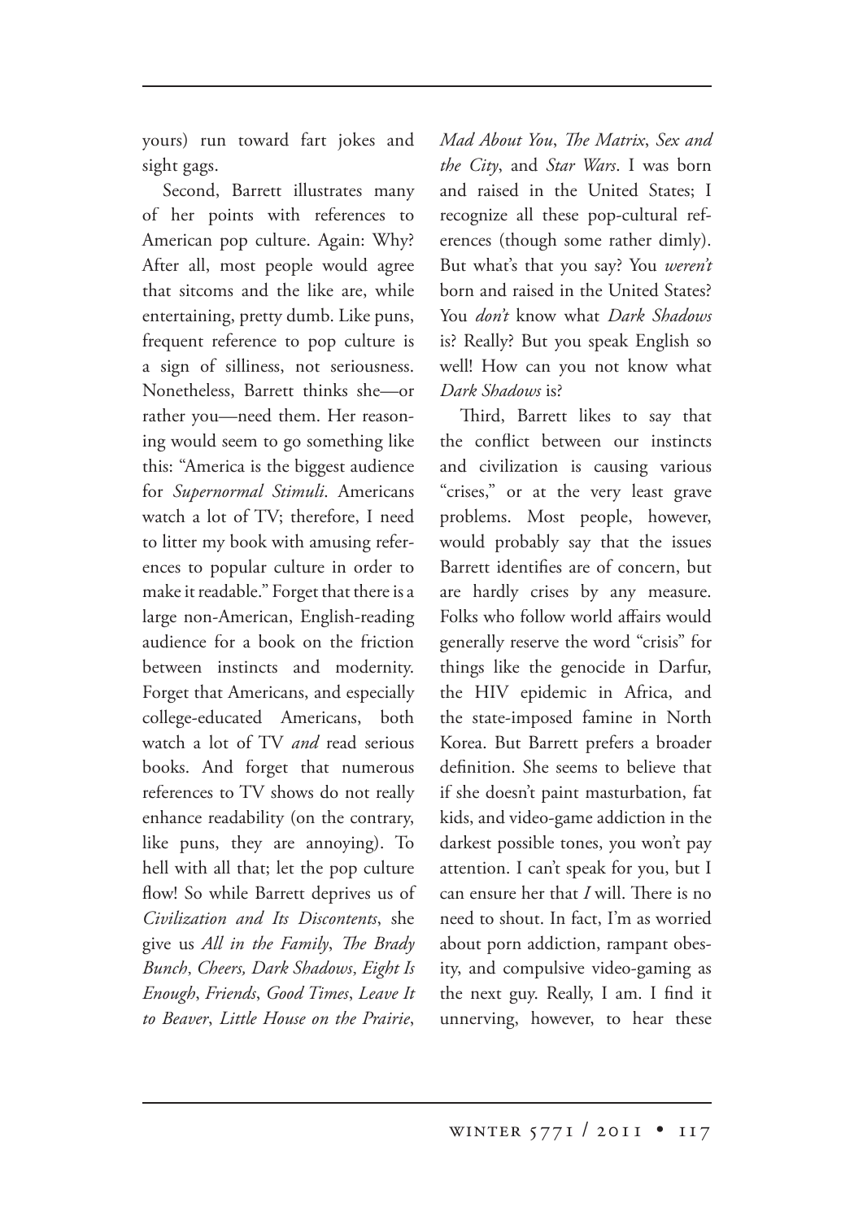yours) run toward fart jokes and sight gags.

Second, Barrett illustrates many of her points with references to American pop culture. Again: Why? After all, most people would agree that sitcoms and the like are, while entertaining, pretty dumb. Like puns, frequent reference to pop culture is a sign of silliness, not seriousness. Nonetheless, Barrett thinks she—or rather you—need them. Her reasoning would seem to go something like this: "America is the biggest audience for *Supernormal Stimuli*. Americans watch a lot of TV; therefore, I need to litter my book with amusing references to popular culture in order to make it readable." Forget that there is a large non-American, English-reading audience for a book on the friction between instincts and modernity. Forget that Americans, and especially college-educated Americans, both watch a lot of TV *and* read serious books. And forget that numerous references to TV shows do not really enhance readability (on the contrary, like puns, they are annoying). To hell with all that; let the pop culture flow! So while Barrett deprives us of *Civilization and Its Discontents*, she give us *All in the Family*, *The Brady Bunch, Cheers, Dark Shadows, Eight Is Enough*, *Friends*, *Good Times*, *Leave It to Beaver*, *Little House on the Prairie*, *Mad About You*, *The Matrix*, *Sex and the City*, and *Star Wars*. I was born and raised in the United States; I recognize all these pop-cultural references (though some rather dimly). But what's that you say? You *weren't* born and raised in the United States? You *don't* know what *Dark Shadows* is? Really? But you speak English so well! How can you not know what *Dark Shadows* is?

Third, Barrett likes to say that the conflict between our instincts and civilization is causing various "crises," or at the very least grave problems. Most people, however, would probably say that the issues Barrett identifies are of concern, but are hardly crises by any measure. Folks who follow world affairs would generally reserve the word "crisis" for things like the genocide in Darfur, the HIV epidemic in Africa, and the state-imposed famine in North Korea. But Barrett prefers a broader definition. She seems to believe that if she doesn't paint masturbation, fat kids, and video-game addiction in the darkest possible tones, you won't pay attention. I can't speak for you, but I can ensure her that *I* will. There is no need to shout. In fact, I'm as worried about porn addiction, rampant obesity, and compulsive video-gaming as the next guy. Really, I am. I find it unnerving, however, to hear these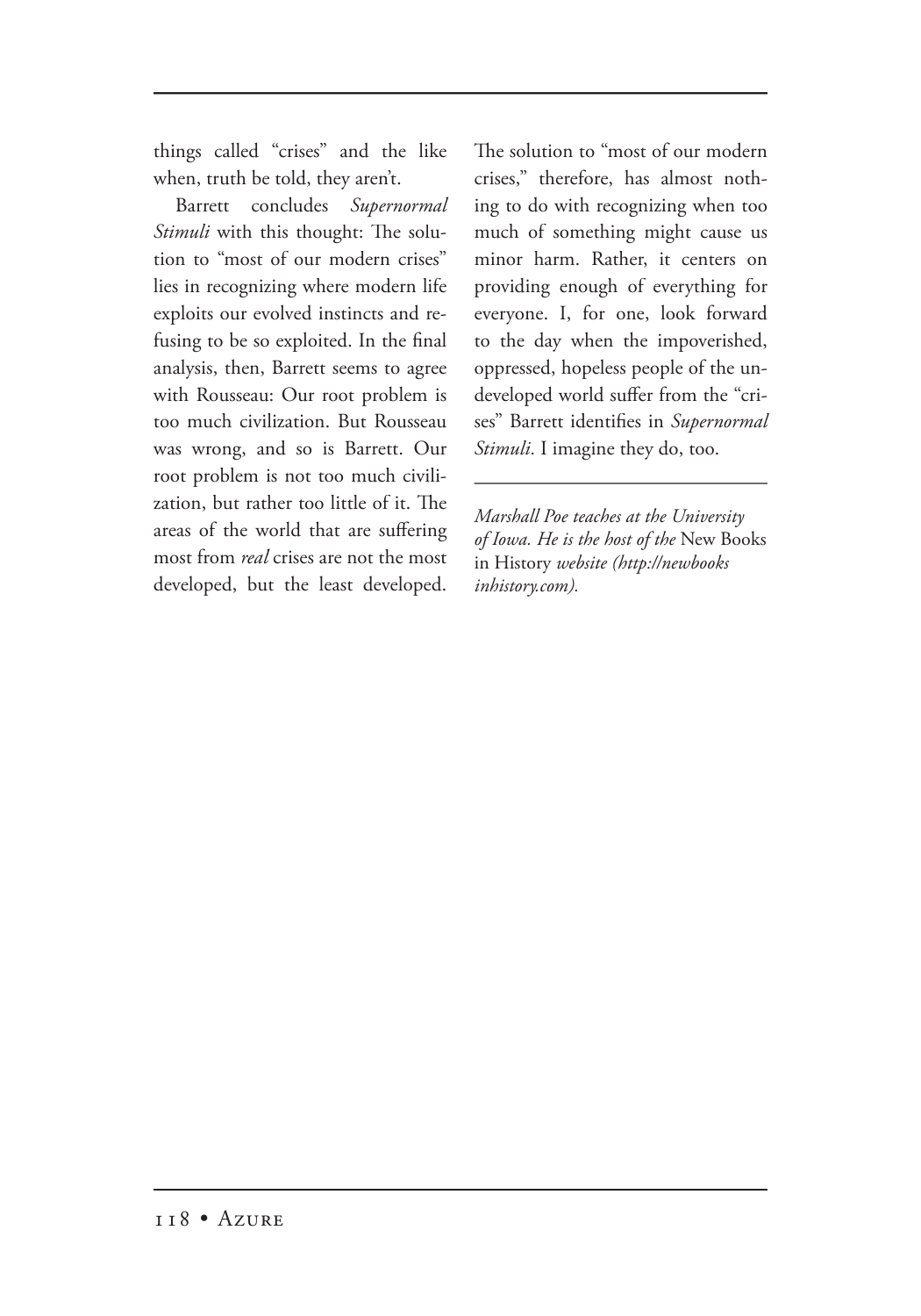things called "crises" and the like when, truth be told, they aren't.

Barrett concludes *Supernormal Stimuli* with this thought: The solution to "most of our modern crises" lies in recognizing where modern life exploits our evolved instincts and refusing to be so exploited. In the final analysis, then, Barrett seems to agree with Rousseau: Our root problem is too much civilization. But Rousseau was wrong, and so is Barrett. Our root problem is not too much civilization, but rather too little of it. The areas of the world that are suffering most from *real* crises are not the most developed, but the least developed. The solution to "most of our modern crises," therefore, has almost nothing to do with recognizing when too much of something might cause us minor harm. Rather, it centers on providing enough of everything for everyone. I, for one, look forward to the day when the impoverished, oppressed, hopeless people of the undeveloped world suffer from the "crises" Barrett identifies in *Supernormal Stimuli*. I imagine they do, too.

---

*Marshall Poe teaches at the University of Iowa. He is the host of the* New Books in History *website (http://newbooksinhistory.com).*